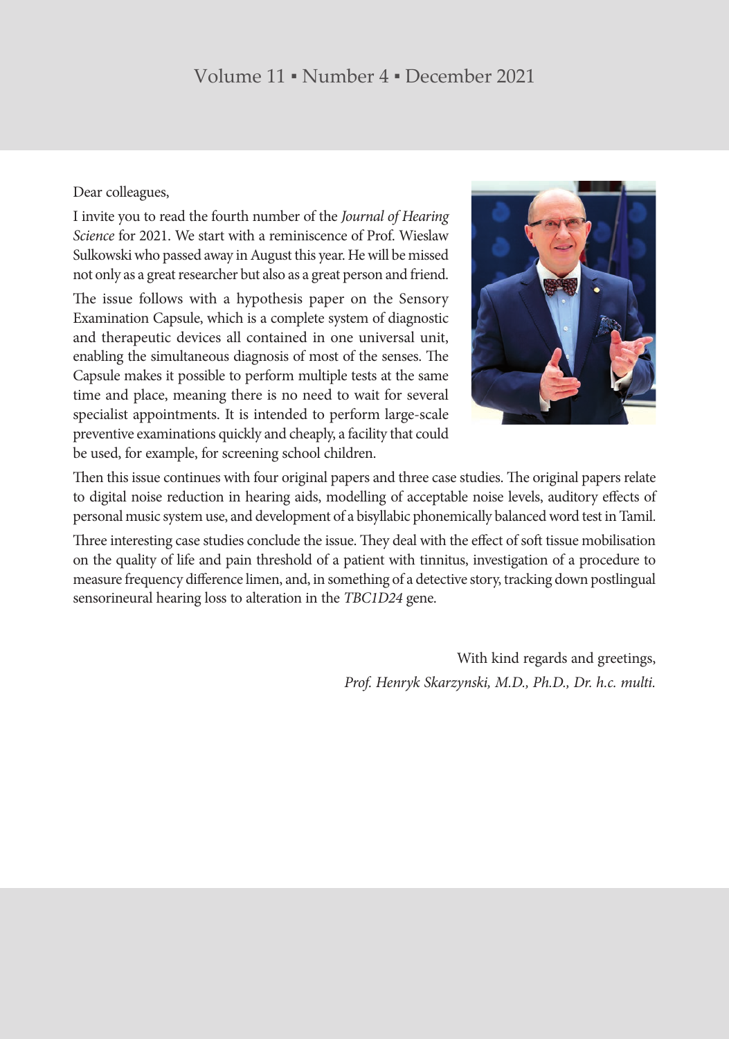Dear colleagues,

I invite you to read the fourth number of the *Journal of Hearing Science* for 2021. We start with a reminiscence of Prof. Wieslaw Sulkowski who passed away in August this year. He will be missed not only as a great researcher but also as a great person and friend.

The issue follows with a hypothesis paper on the Sensory Examination Capsule, which is a complete system of diagnostic and therapeutic devices all contained in one universal unit, enabling the simultaneous diagnosis of most of the senses. The Capsule makes it possible to perform multiple tests at the same time and place, meaning there is no need to wait for several specialist appointments. It is intended to perform large-scale preventive examinations quickly and cheaply, a facility that could be used, for example, for screening school children.

Then this issue continues with four original papers and three case studies. The original papers relate to digital noise reduction in hearing aids, modelling of acceptable noise levels, auditory effects of personal music system use, and development of a bisyllabic phonemically balanced word test in Tamil.

Three interesting case studies conclude the issue. They deal with the effect of soft tissue mobilisation on the quality of life and pain threshold of a patient with tinnitus, investigation of a procedure to measure frequency difference limen, and, in something of a detective story, tracking down postlingual sensorineural hearing loss to alteration in the *TBC1D24* gene.

With kind regards and greetings,

*Prof. Henryk Skarzynski, M.D., Ph.D., Dr. h.c. multi.*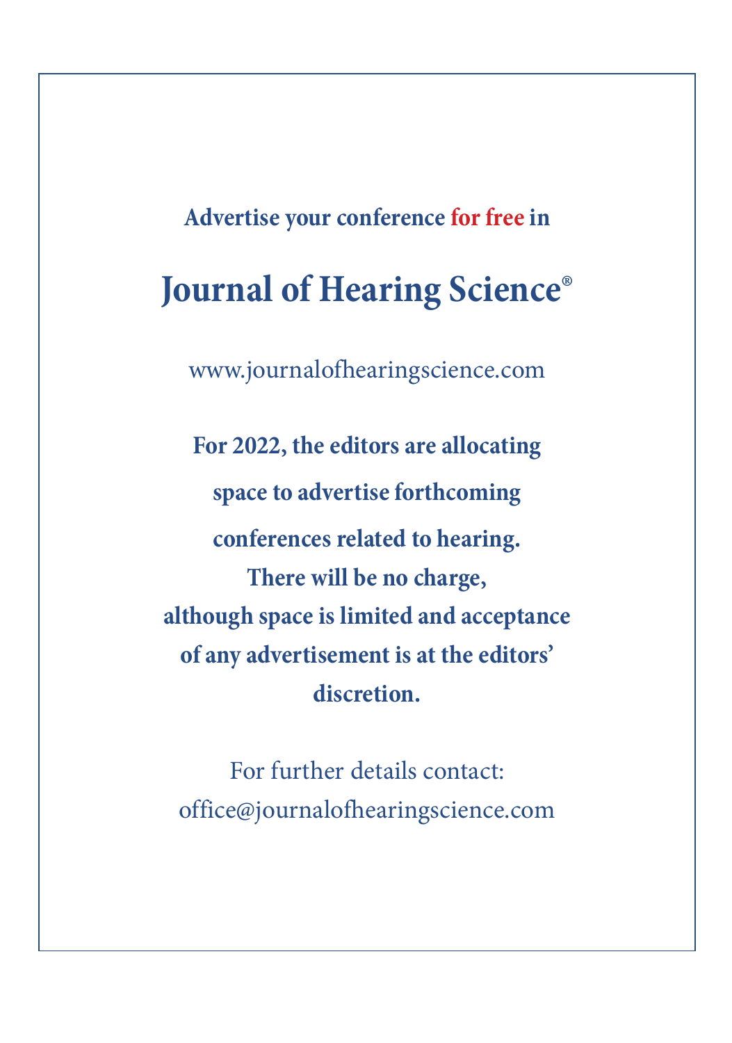**Advertise your conference for free in**

# Journal of Hearing Science®

www.journalofhearingscience.com

**For 2022, the editors are allocating space to advertise forthcoming conferences related to hearing. There will be no charge, although space is limited and acceptance of any advertisement is at the editors' discretion.**

For further details contact:
office@journalofhearingscience.com